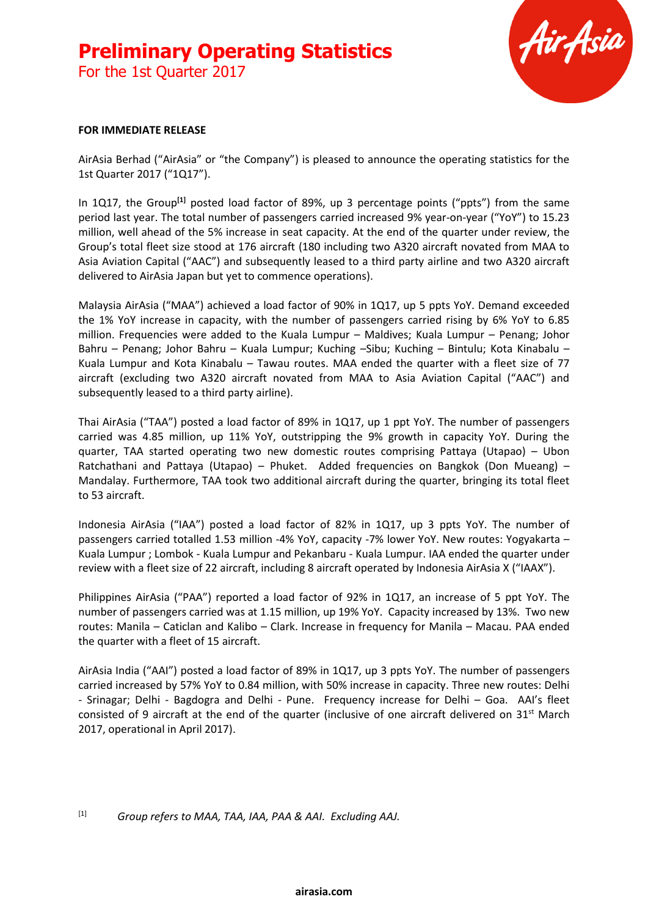# Preliminary Operating Statistics

For the 1st Quarter 2017

**FOR IMMEDIATE RELEASE**

AirAsia Berhad ("AirAsia" or "the Company") is pleased to announce the operating statistics for the 1st Quarter 2017 ("1Q17").

In 1Q17, the Group[1] posted load factor of 89%, up 3 percentage points ("ppts") from the same period last year. The total number of passengers carried increased 9% year-on-year ("YoY") to 15.23 million, well ahead of the 5% increase in seat capacity. At the end of the quarter under review, the Group's total fleet size stood at 176 aircraft (180 including two A320 aircraft novated from MAA to Asia Aviation Capital ("AAC") and subsequently leased to a third party airline and two A320 aircraft delivered to AirAsia Japan but yet to commence operations).

Malaysia AirAsia ("MAA") achieved a load factor of 90% in 1Q17, up 5 ppts YoY. Demand exceeded the 1% YoY increase in capacity, with the number of passengers carried rising by 6% YoY to 6.85 million. Frequencies were added to the Kuala Lumpur – Maldives; Kuala Lumpur – Penang; Johor Bahru – Penang; Johor Bahru – Kuala Lumpur; Kuching –Sibu; Kuching – Bintulu; Kota Kinabalu – Kuala Lumpur and Kota Kinabalu – Tawau routes. MAA ended the quarter with a fleet size of 77 aircraft (excluding two A320 aircraft novated from MAA to Asia Aviation Capital ("AAC") and subsequently leased to a third party airline).

Thai AirAsia ("TAA") posted a load factor of 89% in 1Q17, up 1 ppt YoY. The number of passengers carried was 4.85 million, up 11% YoY, outstripping the 9% growth in capacity YoY. During the quarter, TAA started operating two new domestic routes comprising Pattaya (Utapao) – Ubon Ratchathani and Pattaya (Utapao) – Phuket. Added frequencies on Bangkok (Don Mueang) – Mandalay. Furthermore, TAA took two additional aircraft during the quarter, bringing its total fleet to 53 aircraft.

Indonesia AirAsia ("IAA") posted a load factor of 82% in 1Q17, up 3 ppts YoY. The number of passengers carried totalled 1.53 million -4% YoY, capacity -7% lower YoY. New routes: Yogyakarta – Kuala Lumpur ; Lombok - Kuala Lumpur and Pekanbaru - Kuala Lumpur. IAA ended the quarter under review with a fleet size of 22 aircraft, including 8 aircraft operated by Indonesia AirAsia X ("IAAX").

Philippines AirAsia ("PAA") reported a load factor of 92% in 1Q17, an increase of 5 ppt YoY. The number of passengers carried was at 1.15 million, up 19% YoY. Capacity increased by 13%. Two new routes: Manila – Caticlan and Kalibo – Clark. Increase in frequency for Manila – Macau. PAA ended the quarter with a fleet of 15 aircraft.

AirAsia India ("AAI") posted a load factor of 89% in 1Q17, up 3 ppts YoY. The number of passengers carried increased by 57% YoY to 0.84 million, with 50% increase in capacity. Three new routes: Delhi - Srinagar; Delhi - Bagdogra and Delhi - Pune. Frequency increase for Delhi – Goa. AAI's fleet consisted of 9 aircraft at the end of the quarter (inclusive of one aircraft delivered on 31st March 2017, operational in April 2017).

[1] *Group refers to MAA, TAA, IAA, PAA & AAI. Excluding AAJ.*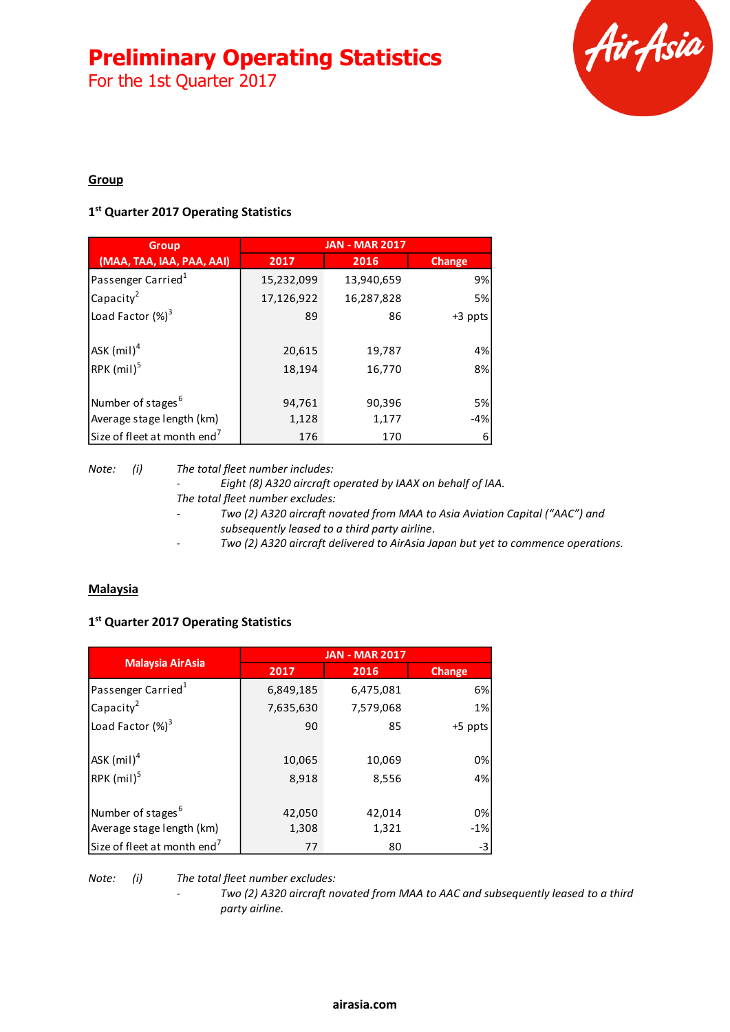# Preliminary Operating Statistics

For the 1st Quarter 2017

## Group

### 1st Quarter 2017 Operating Statistics

| Group (MAA, TAA, IAA, PAA, AAI) | JAN - MAR 2017 | | |
|---|---|---|---|
| | 2017 | 2016 | Change |
| Passenger Carried[1] | 15,232,099 | 13,940,659 | 9% |
| Capacity[2] | 17,126,922 | 16,287,828 | 5% |
| Load Factor (%)[3] | 89 | 86 | +3 ppts |
| ASK (mil)[4] | 20,615 | 19,787 | 4% |
| RPK (mil)[5] | 18,194 | 16,770 | 8% |
| Number of stages[6] | 94,761 | 90,396 | 5% |
| Average stage length (km) | 1,128 | 1,177 | -4% |
| Size of fleet at month end[7] | 176 | 170 | 6 |

*Note: (i) The total fleet number includes:*

- *Eight (8) A320 aircraft operated by IAAX on behalf of IAA.*

*The total fleet number excludes:*

- *Two (2) A320 aircraft novated from MAA to Asia Aviation Capital ("AAC") and subsequently leased to a third party airline.*
- *Two (2) A320 aircraft delivered to AirAsia Japan but yet to commence operations.*

## Malaysia

### 1st Quarter 2017 Operating Statistics

| Malaysia AirAsia | JAN - MAR 2017 | | |
|---|---|---|---|
| | 2017 | 2016 | Change |
| Passenger Carried[1] | 6,849,185 | 6,475,081 | 6% |
| Capacity[2] | 7,635,630 | 7,579,068 | 1% |
| Load Factor (%)[3] | 90 | 85 | +5 ppts |
| ASK (mil)[4] | 10,065 | 10,069 | 0% |
| RPK (mil)[5] | 8,918 | 8,556 | 4% |
| Number of stages[6] | 42,050 | 42,014 | 0% |
| Average stage length (km) | 1,308 | 1,321 | -1% |
| Size of fleet at month end[7] | 77 | 80 | -3 |

*Note: (i) The total fleet number excludes:*

- *Two (2) A320 aircraft novated from MAA to AAC and subsequently leased to a third party airline.*

airasia.com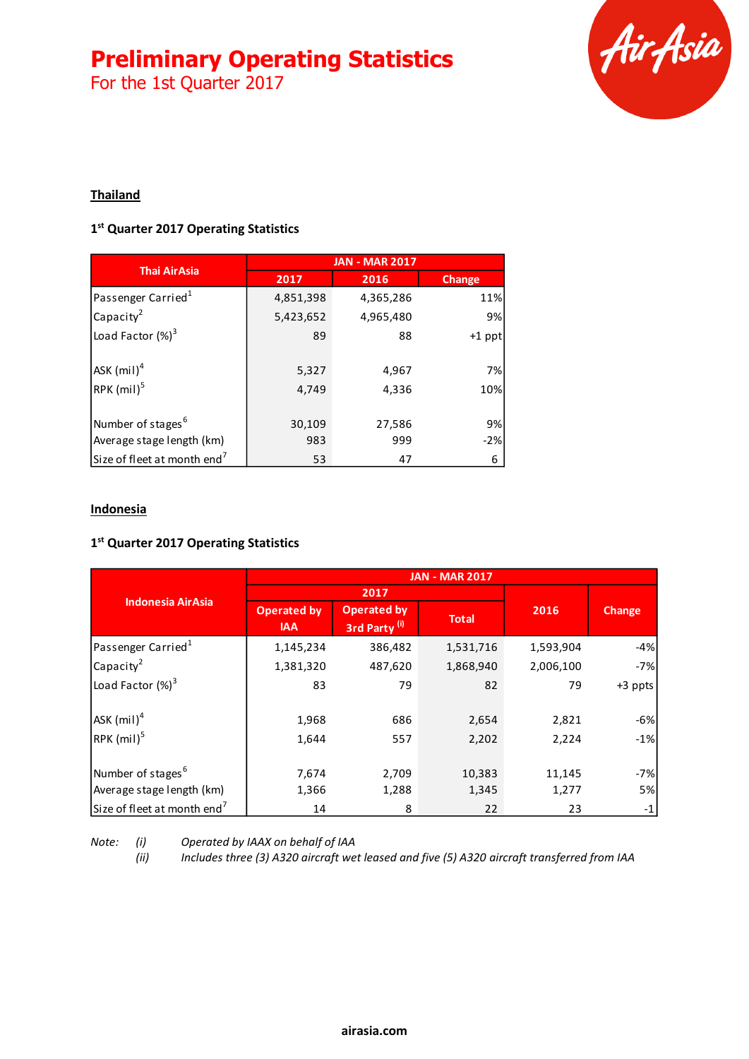# Preliminary Operating Statistics

For the 1st Quarter 2017

## Thailand

### 1st Quarter 2017 Operating Statistics

| Thai AirAsia | JAN - MAR 2017 | | |
|---|---|---|---|
| | 2017 | 2016 | Change |
| Passenger Carried[1] | 4,851,398 | 4,365,286 | 11% |
| Capacity[2] | 5,423,652 | 4,965,480 | 9% |
| Load Factor (%)[3] | 89 | 88 | +1 ppt |
| | | | |
| ASK (mil)[4] | 5,327 | 4,967 | 7% |
| RPK (mil)[5] | 4,749 | 4,336 | 10% |
| | | | |
| Number of stages[6] | 30,109 | 27,586 | 9% |
| Average stage length (km) | 983 | 999 | -2% |
| Size of fleet at month end[7] | 53 | 47 | 6 |

## Indonesia

### 1st Quarter 2017 Operating Statistics

| Indonesia AirAsia | JAN - MAR 2017 | | | | |
|---|---|---|---|---|---|
| | 2017 | | | 2016 | Change |
| | Operated by IAA | Operated by 3rd Party (i) | Total | | |
| Passenger Carried[1] | 1,145,234 | 386,482 | 1,531,716 | 1,593,904 | -4% |
| Capacity[2] | 1,381,320 | 487,620 | 1,868,940 | 2,006,100 | -7% |
| Load Factor (%)[3] | 83 | 79 | 82 | 79 | +3 ppts |
| | | | | | |
| ASK (mil)[4] | 1,968 | 686 | 2,654 | 2,821 | -6% |
| RPK (mil)[5] | 1,644 | 557 | 2,202 | 2,224 | -1% |
| | | | | | |
| Number of stages[6] | 7,674 | 2,709 | 10,383 | 11,145 | -7% |
| Average stage length (km) | 1,366 | 1,288 | 1,345 | 1,277 | 5% |
| Size of fleet at month end[7] | 14 | 8 | 22 | 23 | -1 |

Note: *(i) Operated by IAAX on behalf of IAA*
*(ii) Includes three (3) A320 aircraft wet leased and five (5) A320 aircraft transferred from IAA*

airasia.com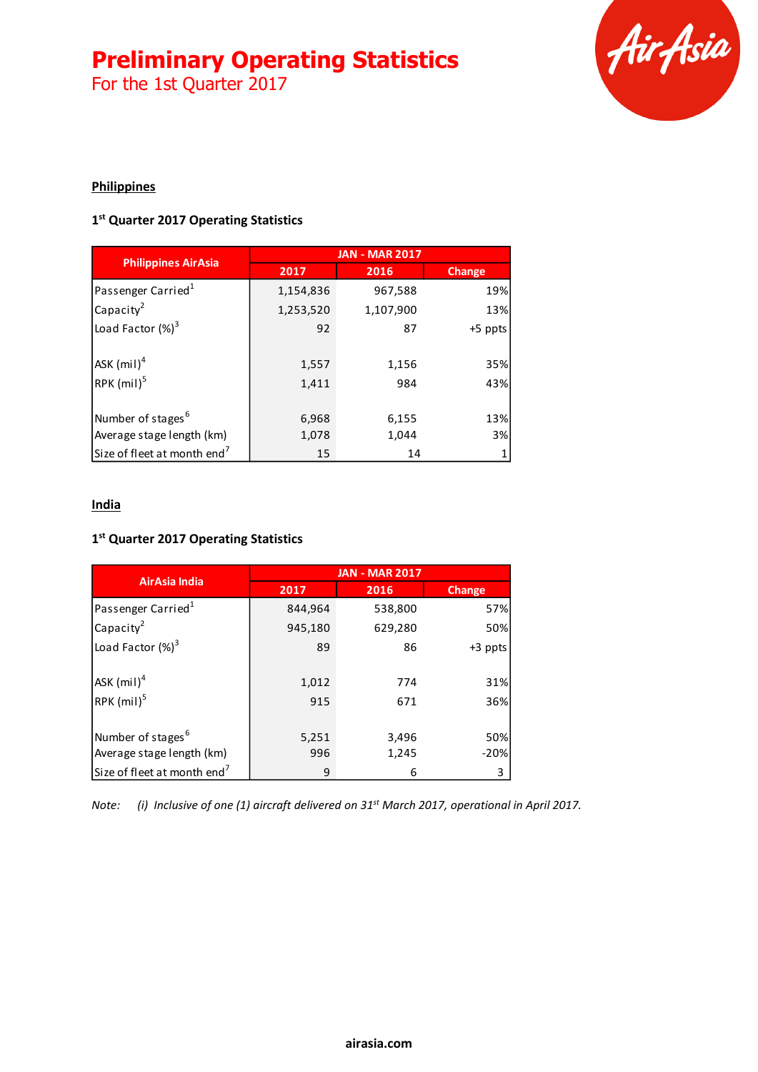# Preliminary Operating Statistics

For the 1st Quarter 2017

## Philippines

### 1st Quarter 2017 Operating Statistics

| Philippines AirAsia | JAN - MAR 2017 | | |
|---|---|---|---|
| | 2017 | 2016 | Change |
| Passenger Carried[1] | 1,154,836 | 967,588 | 19% |
| Capacity[2] | 1,253,520 | 1,107,900 | 13% |
| Load Factor (%)[3] | 92 | 87 | +5 ppts |
| | | | |
| ASK (mil)[4] | 1,557 | 1,156 | 35% |
| RPK (mil)[5] | 1,411 | 984 | 43% |
| | | | |
| Number of stages[6] | 6,968 | 6,155 | 13% |
| Average stage length (km) | 1,078 | 1,044 | 3% |
| Size of fleet at month end[7] | 15 | 14 | 1 |

## India

### 1st Quarter 2017 Operating Statistics

| AirAsia India | JAN - MAR 2017 | | |
|---|---|---|---|
| | 2017 | 2016 | Change |
| Passenger Carried[1] | 844,964 | 538,800 | 57% |
| Capacity[2] | 945,180 | 629,280 | 50% |
| Load Factor (%)[3] | 89 | 86 | +3 ppts |
| | | | |
| ASK (mil)[4] | 1,012 | 774 | 31% |
| RPK (mil)[5] | 915 | 671 | 36% |
| | | | |
| Number of stages[6] | 5,251 | 3,496 | 50% |
| Average stage length (km) | 996 | 1,245 | -20% |
| Size of fleet at month end[7] | 9 | 6 | 3 |

*Note: (i) Inclusive of one (1) aircraft delivered on 31st March 2017, operational in April 2017.*

**airasia.com**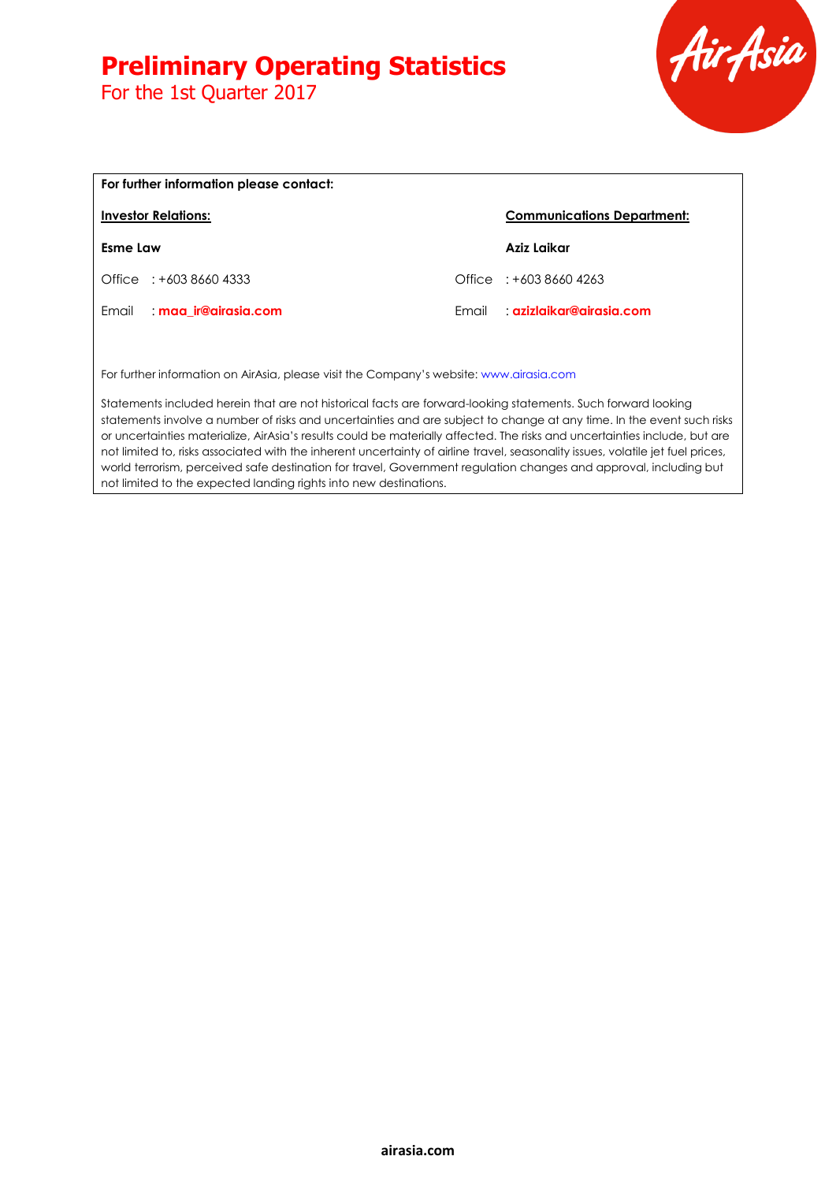# Preliminary Operating Statistics

For the 1st Quarter 2017

**For further information please contact:**

**Investor Relations:**

**Esme Law**

Office : +603 8660 4333

Email : **maa_ir@airasia.com**

**Communications Department:**

**Aziz Laikar**

Office : +603 8660 4263

Email : **azizlaikar@airasia.com**

For further information on AirAsia, please visit the Company's website: www.airasia.com

Statements included herein that are not historical facts are forward-looking statements. Such forward looking statements involve a number of risks and uncertainties and are subject to change at any time. In the event such risks or uncertainties materialize, AirAsia's results could be materially affected. The risks and uncertainties include, but are not limited to, risks associated with the inherent uncertainty of airline travel, seasonality issues, volatile jet fuel prices, world terrorism, perceived safe destination for travel, Government regulation changes and approval, including but not limited to the expected landing rights into new destinations.